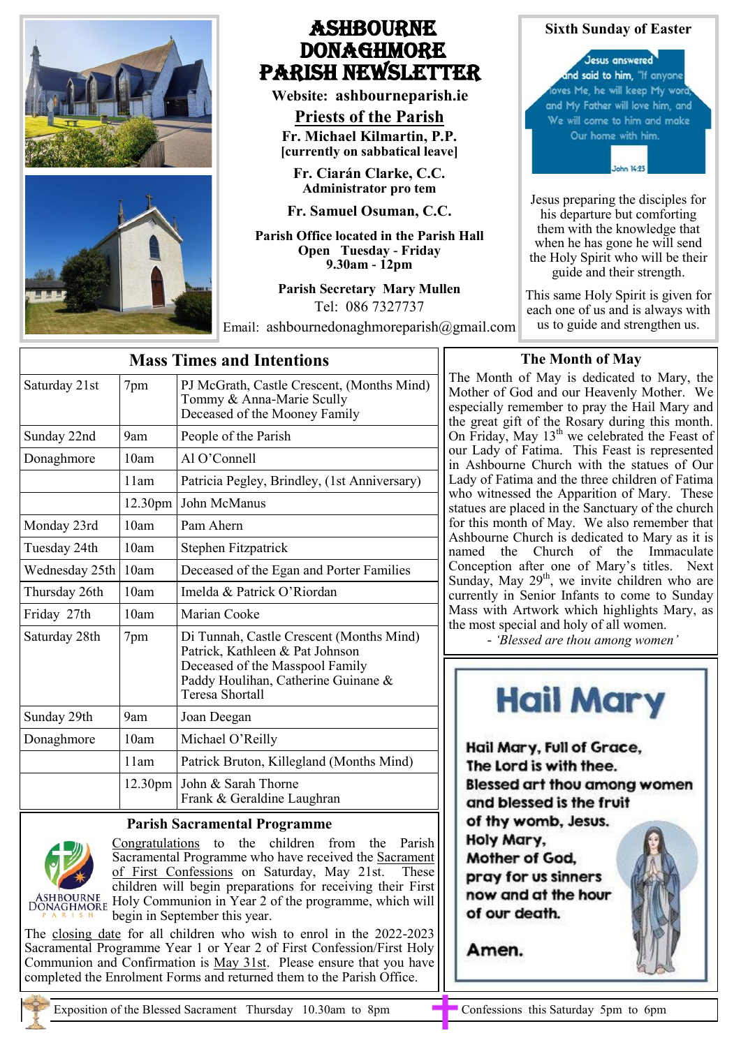# ASHBOURNE DONAGHMORE PARISH NEWSLETTER

**Website: ashbourneparish.ie**

## Priests of the Parish

**Fr. Michael Kilmartin, P.P.**
**[currently on sabbatical leave]**

**Fr. Ciarán Clarke, C.C.**
**Administrator pro tem**

**Fr. Samuel Osuman, C.C.**

**Parish Office located in the Parish Hall**
**Open Tuesday - Friday**
**9.30am - 12pm**

**Parish Secretary Mary Mullen**
Tel: 086 7327737
Email: ashbournedonaghmoreparish@gmail.com

## Sixth Sunday of Easter

Jesus answered and said to him, "If anyone loves Me, he will keep My word; and My Father will love him, and We will come to him and make Our home with him.
John 14:23

Jesus preparing the disciples for his departure but comforting them with the knowledge that when he has gone he will send the Holy Spirit who will be their guide and their strength.

This same Holy Spirit is given for each one of us and is always with us to guide and strengthen us.

## Mass Times and Intentions

| | | |
|---|---|---|
| Saturday 21st | 7pm | PJ McGrath, Castle Crescent, (Months Mind)<br>Tommy & Anna-Marie Scully<br>Deceased of the Mooney Family |
| Sunday 22nd | 9am | People of the Parish |
| Donaghmore | 10am | Al O'Connell |
| | 11am | Patricia Pegley, Brindley, (1st Anniversary) |
| | 12.30pm | John McManus |
| Monday 23rd | 10am | Pam Ahern |
| Tuesday 24th | 10am | Stephen Fitzpatrick |
| Wednesday 25th | 10am | Deceased of the Egan and Porter Families |
| Thursday 26th | 10am | Imelda & Patrick O'Riordan |
| Friday 27th | 10am | Marian Cooke |
| Saturday 28th | 7pm | Di Tunnah, Castle Crescent (Months Mind)<br>Patrick, Kathleen & Pat Johnson<br>Deceased of the Masspool Family<br>Paddy Houlihan, Catherine Guinane & Teresa Shortall |
| Sunday 29th | 9am | Joan Deegan |
| Donaghmore | 10am | Michael O'Reilly |
| | 11am | Patrick Bruton, Killegland (Months Mind) |
| | 12.30pm | John & Sarah Thorne<br>Frank & Geraldine Laughran |

## The Month of May

The Month of May is dedicated to Mary, the Mother of God and our Heavenly Mother. We especially remember to pray the Hail Mary and the great gift of the Rosary during this month. On Friday, May 13th we celebrated the Feast of our Lady of Fatima. This Feast is represented in Ashbourne Church with the statues of Our Lady of Fatima and the three children of Fatima who witnessed the Apparition of Mary. These statues are placed in the Sanctuary of the church for this month of May. We also remember that Ashbourne Church is dedicated to Mary as it is named the Church of the Immaculate Conception after one of Mary's titles. Next Sunday, May 29th, we invite children who are currently in Senior Infants to come to Sunday Mass with Artwork which highlights Mary, as the most special and holy of all women.

- *'Blessed are thou among women'*

## Hail Mary

**Hail Mary, Full of Grace,**
**The Lord is with thee.**
**Blessed art thou among women**
**and blessed is the fruit**
**of thy womb, Jesus.**
**Holy Mary,**
**Mother of God,**
**pray for us sinners**
**now and at the hour**
**of our death.**

**Amen.**

## Parish Sacramental Programme

Congratulations to the children from the Parish Sacramental Programme who have received the Sacrament of First Confessions on Saturday, May 21st. These children will begin preparations for receiving their First Holy Communion in Year 2 of the programme, which will begin in September this year.

The closing date for all children who wish to enrol in the 2022-2023 Sacramental Programme Year 1 or Year 2 of First Confession/First Holy Communion and Confirmation is May 31st. Please ensure that you have completed the Enrolment Forms and returned them to the Parish Office.

Exposition of the Blessed Sacrament Thursday 10.30am to 8pm

Confessions this Saturday 5pm to 6pm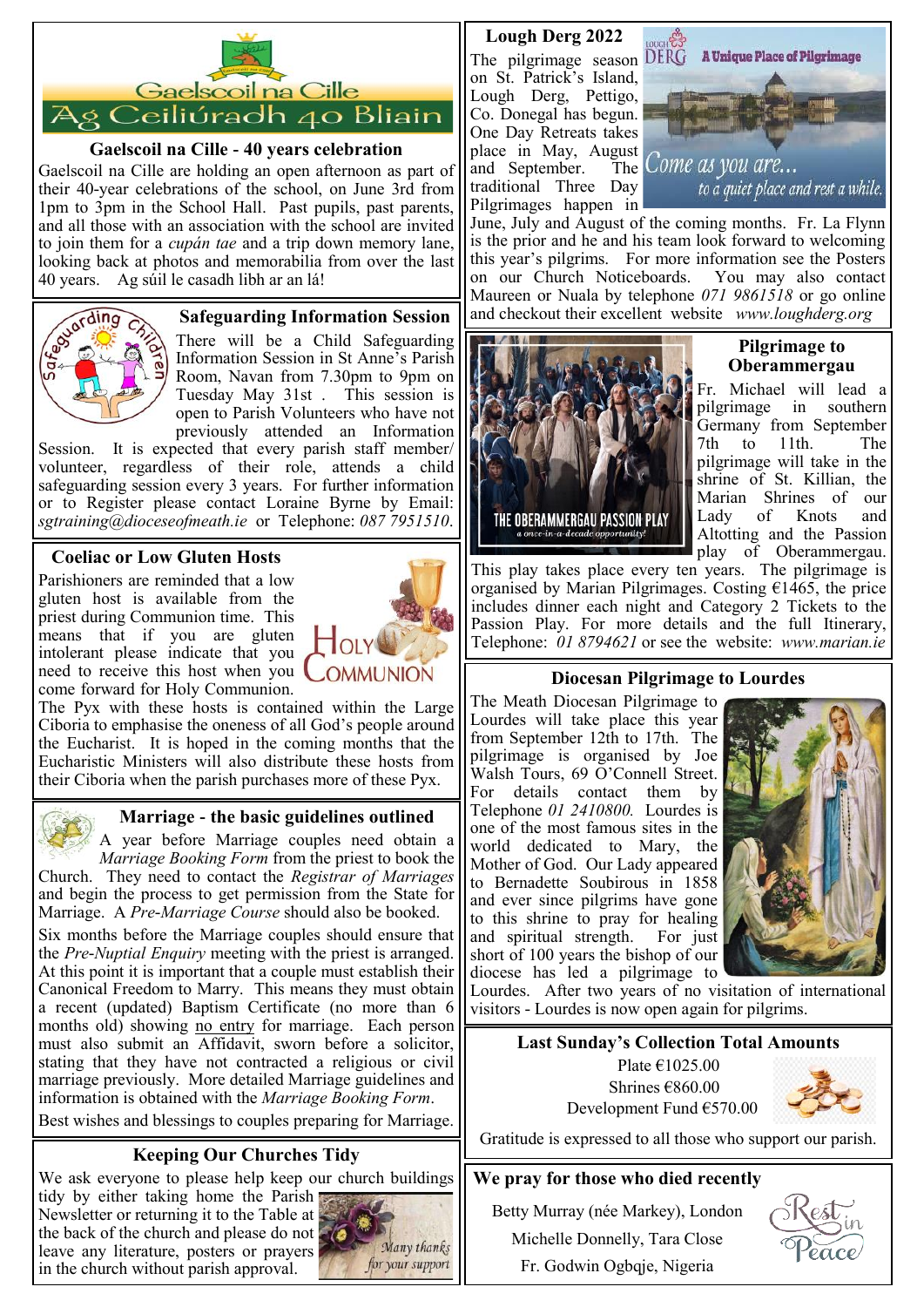## Gaelscoil na Cille - 40 years celebration

Gaelscoil na Cille are holding an open afternoon as part of their 40-year celebrations of the school, on June 3rd from 1pm to 3pm in the School Hall. Past pupils, past parents, and all those with an association with the school are invited to join them for a *cupán tae* and a trip down memory lane, looking back at photos and memorabilia from over the last 40 years. Ag súil le casadh libh ar an lá!

## Safeguarding Information Session

There will be a Child Safeguarding Information Session in St Anne's Parish Room, Navan from 7.30pm to 9pm on Tuesday May 31st . This session is open to Parish Volunteers who have not previously attended an Information Session. It is expected that every parish staff member/ volunteer, regardless of their role, attends a child safeguarding session every 3 years. For further information or to Register please contact Loraine Byrne by Email: *sgtraining@dioceseofmeath.ie* or Telephone: *087 7951510*.

## Coeliac or Low Gluten Hosts

Parishioners are reminded that a low gluten host is available from the priest during Communion time. This means that if you are gluten intolerant please indicate that you need to receive this host when you come forward for Holy Communion.

The Pyx with these hosts is contained within the Large Ciboria to emphasise the oneness of all God's people around the Eucharist. It is hoped in the coming months that the Eucharistic Ministers will also distribute these hosts from their Ciboria when the parish purchases more of these Pyx.

## Marriage - the basic guidelines outlined

A year before Marriage couples need obtain a *Marriage Booking Form* from the priest to book the Church. They need to contact the *Registrar of Marriages* and begin the process to get permission from the State for Marriage. A *Pre-Marriage Course* should also be booked.

Six months before the Marriage couples should ensure that the *Pre-Nuptial Enquiry* meeting with the priest is arranged. At this point it is important that a couple must establish their Canonical Freedom to Marry. This means they must obtain a recent (updated) Baptism Certificate (no more than 6 months old) showing no entry for marriage. Each person must also submit an Affidavit, sworn before a solicitor, stating that they have not contracted a religious or civil marriage previously. More detailed Marriage guidelines and information is obtained with the *Marriage Booking Form*.

Best wishes and blessings to couples preparing for Marriage.

## Keeping Our Churches Tidy

We ask everyone to please help keep our church buildings tidy by either taking home the Parish Newsletter or returning it to the Table at the back of the church and please do not leave any literature, posters or prayers in the church without parish approval.

Many thanks for your support

## Lough Derg 2022

The pilgrimage season on St. Patrick's Island, Lough Derg, Pettigo, Co. Donegal has begun. One Day Retreats takes place in May, August and September. The traditional Three Day Pilgrimages happen in June, July and August of the coming months. Fr. La Flynn is the prior and he and his team look forward to welcoming this year's pilgrims. For more information see the Posters on our Church Noticeboards. You may also contact Maureen or Nuala by telephone *071 9861518* or go online and checkout their excellent website *www.loughderg.org*

## Pilgrimage to Oberammergau

Fr. Michael will lead a pilgrimage in southern Germany from September 7th to 11th. The pilgrimage will take in the shrine of St. Killian, the Marian Shrines of our Lady of Knots and Altotting and the Passion play of Oberammergau. This play takes place every ten years. The pilgrimage is organised by Marian Pilgrimages. Costing €1465, the price includes dinner each night and Category 2 Tickets to the Passion Play. For more details and the full Itinerary, Telephone: *01 8794621* or see the website: *www.marian.ie*

## Diocesan Pilgrimage to Lourdes

The Meath Diocesan Pilgrimage to Lourdes will take place this year from September 12th to 17th. The pilgrimage is organised by Joe Walsh Tours, 69 O'Connell Street. For details contact them by Telephone *01 2410800.* Lourdes is one of the most famous sites in the world dedicated to Mary, the Mother of God. Our Lady appeared to Bernadette Soubirous in 1858 and ever since pilgrims have gone to this shrine to pray for healing and spiritual strength. For just short of 100 years the bishop of our diocese has led a pilgrimage to Lourdes. After two years of no visitation of international visitors - Lourdes is now open again for pilgrims.

## Last Sunday's Collection Total Amounts

Plate €1025.00
Shrines €860.00
Development Fund €570.00

Gratitude is expressed to all those who support our parish.

## We pray for those who died recently

Betty Murray (née Markey), London
Michelle Donnelly, Tara Close
Fr. Godwin Ogbqje, Nigeria

Rest in Peace